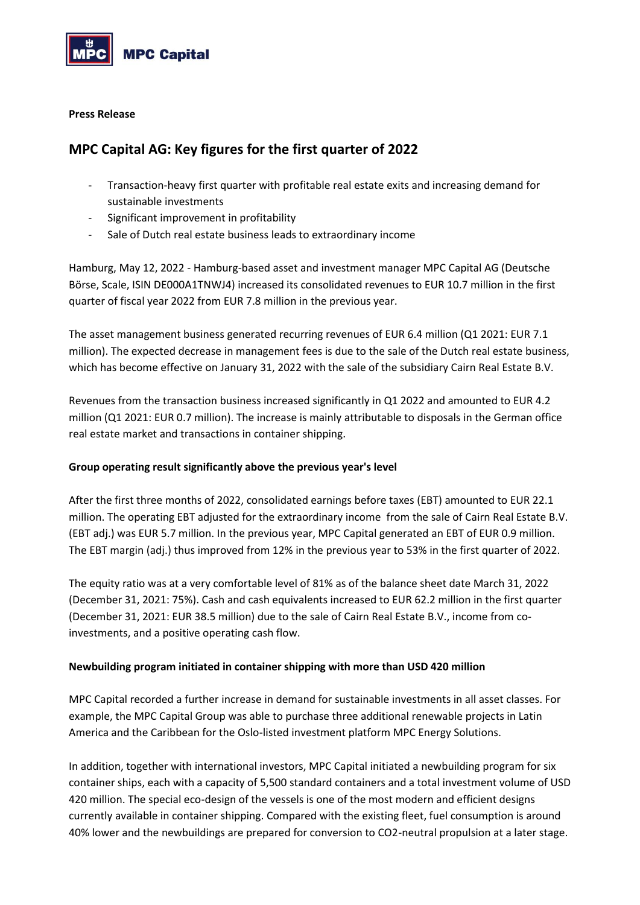**Press Release**

# MPC Capital AG: Key figures for the first quarter of 2022

- Transaction-heavy first quarter with profitable real estate exits and increasing demand for sustainable investments
- Significant improvement in profitability
- Sale of Dutch real estate business leads to extraordinary income

Hamburg, May 12, 2022 - Hamburg-based asset and investment manager MPC Capital AG (Deutsche Börse, Scale, ISIN DE000A1TNWJ4) increased its consolidated revenues to EUR 10.7 million in the first quarter of fiscal year 2022 from EUR 7.8 million in the previous year.

The asset management business generated recurring revenues of EUR 6.4 million (Q1 2021: EUR 7.1 million). The expected decrease in management fees is due to the sale of the Dutch real estate business, which has become effective on January 31, 2022 with the sale of the subsidiary Cairn Real Estate B.V.

Revenues from the transaction business increased significantly in Q1 2022 and amounted to EUR 4.2 million (Q1 2021: EUR 0.7 million). The increase is mainly attributable to disposals in the German office real estate market and transactions in container shipping.

**Group operating result significantly above the previous year's level**

After the first three months of 2022, consolidated earnings before taxes (EBT) amounted to EUR 22.1 million. The operating EBT adjusted for the extraordinary income from the sale of Cairn Real Estate B.V. (EBT adj.) was EUR 5.7 million. In the previous year, MPC Capital generated an EBT of EUR 0.9 million. The EBT margin (adj.) thus improved from 12% in the previous year to 53% in the first quarter of 2022.

The equity ratio was at a very comfortable level of 81% as of the balance sheet date March 31, 2022 (December 31, 2021: 75%). Cash and cash equivalents increased to EUR 62.2 million in the first quarter (December 31, 2021: EUR 38.5 million) due to the sale of Cairn Real Estate B.V., income from co-investments, and a positive operating cash flow.

**Newbuilding program initiated in container shipping with more than USD 420 million**

MPC Capital recorded a further increase in demand for sustainable investments in all asset classes. For example, the MPC Capital Group was able to purchase three additional renewable projects in Latin America and the Caribbean for the Oslo-listed investment platform MPC Energy Solutions.

In addition, together with international investors, MPC Capital initiated a newbuilding program for six container ships, each with a capacity of 5,500 standard containers and a total investment volume of USD 420 million. The special eco-design of the vessels is one of the most modern and efficient designs currently available in container shipping. Compared with the existing fleet, fuel consumption is around 40% lower and the newbuildings are prepared for conversion to $CO_2$-neutral propulsion at a later stage.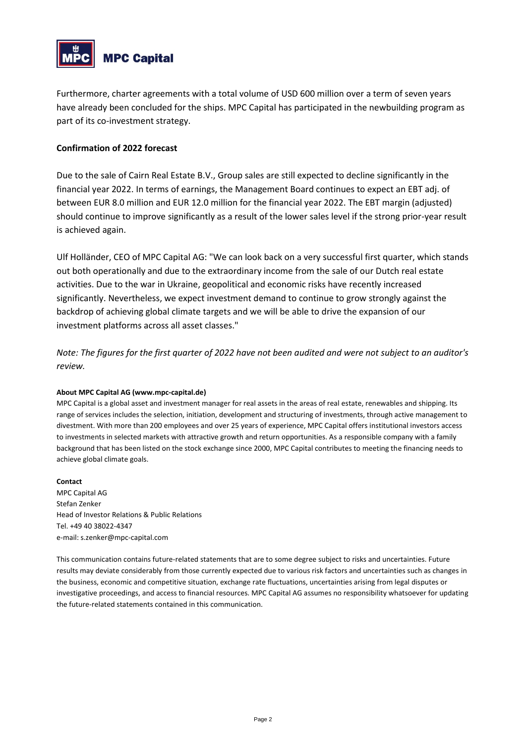Furthermore, charter agreements with a total volume of USD 600 million over a term of seven years have already been concluded for the ships. MPC Capital has participated in the newbuilding program as part of its co-investment strategy.

**Confirmation of 2022 forecast**

Due to the sale of Cairn Real Estate B.V., Group sales are still expected to decline significantly in the financial year 2022. In terms of earnings, the Management Board continues to expect an EBT adj. of between EUR 8.0 million and EUR 12.0 million for the financial year 2022. The EBT margin (adjusted) should continue to improve significantly as a result of the lower sales level if the strong prior-year result is achieved again.

Ulf Holländer, CEO of MPC Capital AG: "We can look back on a very successful first quarter, which stands out both operationally and due to the extraordinary income from the sale of our Dutch real estate activities. Due to the war in Ukraine, geopolitical and economic risks have recently increased significantly. Nevertheless, we expect investment demand to continue to grow strongly against the backdrop of achieving global climate targets and we will be able to drive the expansion of our investment platforms across all asset classes."

*Note: The figures for the first quarter of 2022 have not been audited and were not subject to an auditor's review.*

**About MPC Capital AG (www.mpc-capital.de)**

MPC Capital is a global asset and investment manager for real assets in the areas of real estate, renewables and shipping. Its range of services includes the selection, initiation, development and structuring of investments, through active management to divestment. With more than 200 employees and over 25 years of experience, MPC Capital offers institutional investors access to investments in selected markets with attractive growth and return opportunities. As a responsible company with a family background that has been listed on the stock exchange since 2000, MPC Capital contributes to meeting the financing needs to achieve global climate goals.

**Contact**

MPC Capital AG
Stefan Zenker
Head of Investor Relations & Public Relations
Tel. +49 40 38022-4347
e-mail: s.zenker@mpc-capital.com

This communication contains future-related statements that are to some degree subject to risks and uncertainties. Future results may deviate considerably from those currently expected due to various risk factors and uncertainties such as changes in the business, economic and competitive situation, exchange rate fluctuations, uncertainties arising from legal disputes or investigative proceedings, and access to financial resources. MPC Capital AG assumes no responsibility whatsoever for updating the future-related statements contained in this communication.